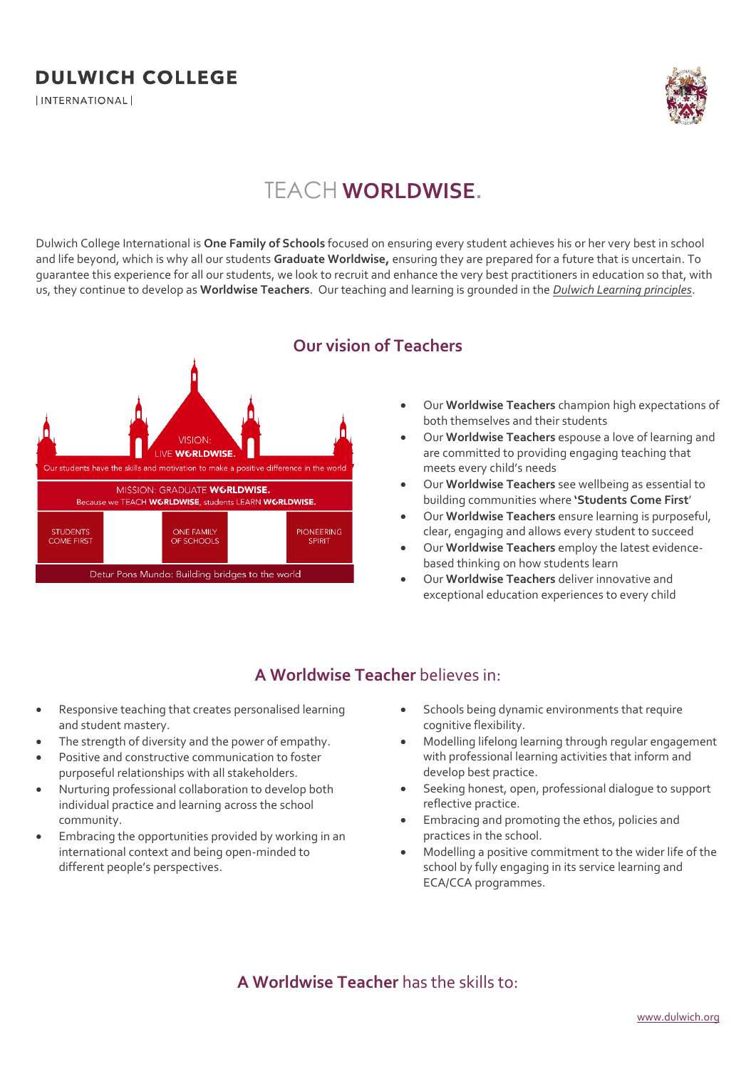# DULWICH COLLEGE

| INTERNATIONAL |

## TEACH **WORLDWISE.**

Dulwich College International is **One Family of Schools** focused on ensuring every student achieves his or her very best in school and life beyond, which is why all our students **Graduate Worldwise,** ensuring they are prepared for a future that is uncertain. To guarantee this experience for all our students, we look to recruit and enhance the very best practitioners in education so that, with us, they continue to develop as **Worldwise Teachers**. Our teaching and learning is grounded in the *Dulwich Learning principles*.

VISION: LIVE **WORLDWISE.**

Our students have the skills and motivation to make a positive difference in the world

MISSION: GRADUATE **WORLDWISE.**

Because we TEACH **WORLDWISE**, students LEARN **WORLDWISE.**

STUDENTS COME FIRST | ONE FAMILY OF SCHOOLS | PIONEERING SPIRIT

Detur Pons Mundo: Building bridges to the world

## Our vision of Teachers

- Our **Worldwise Teachers** champion high expectations of both themselves and their students
- Our **Worldwise Teachers** espouse a love of learning and are committed to providing engaging teaching that meets every child's needs
- Our **Worldwise Teachers** see wellbeing as essential to building communities where **'Students Come First'**
- Our **Worldwise Teachers** ensure learning is purposeful, clear, engaging and allows every student to succeed
- Our **Worldwise Teachers** employ the latest evidence-based thinking on how students learn
- Our **Worldwise Teachers** deliver innovative and exceptional education experiences to every child

## **A Worldwise Teacher** believes in:

- Responsive teaching that creates personalised learning and student mastery.
- The strength of diversity and the power of empathy.
- Positive and constructive communication to foster purposeful relationships with all stakeholders.
- Nurturing professional collaboration to develop both individual practice and learning across the school community.
- Embracing the opportunities provided by working in an international context and being open-minded to different people's perspectives.
- Schools being dynamic environments that require cognitive flexibility.
- Modelling lifelong learning through regular engagement with professional learning activities that inform and develop best practice.
- Seeking honest, open, professional dialogue to support reflective practice.
- Embracing and promoting the ethos, policies and practices in the school.
- Modelling a positive commitment to the wider life of the school by fully engaging in its service learning and ECA/CCA programmes.

## **A Worldwise Teacher** has the skills to:

www.dulwich.org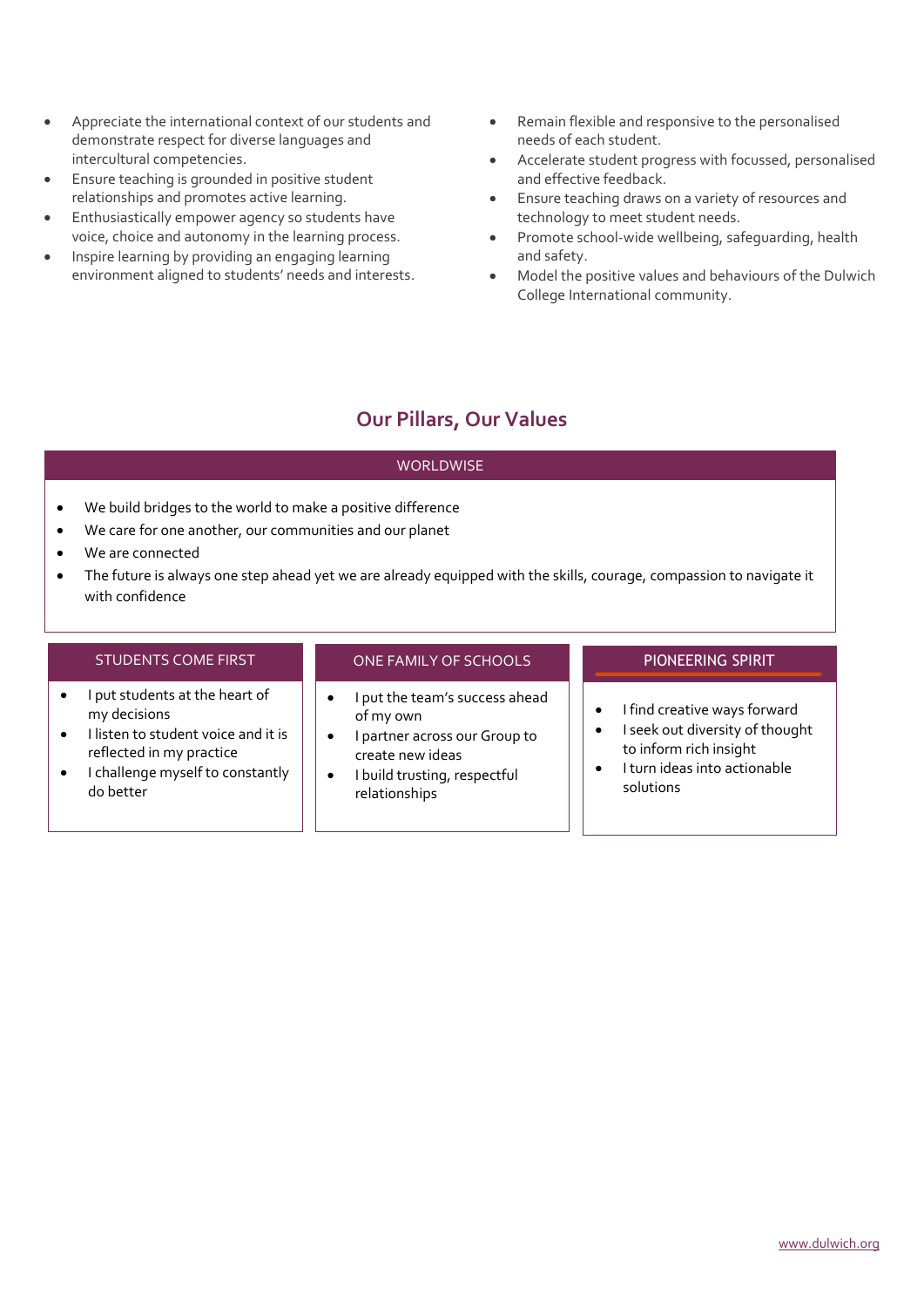- Appreciate the international context of our students and demonstrate respect for diverse languages and intercultural competencies.
- Ensure teaching is grounded in positive student relationships and promotes active learning.
- Enthusiastically empower agency so students have voice, choice and autonomy in the learning process.
- Inspire learning by providing an engaging learning environment aligned to students' needs and interests.
- Remain flexible and responsive to the personalised needs of each student.
- Accelerate student progress with focussed, personalised and effective feedback.
- Ensure teaching draws on a variety of resources and technology to meet student needs.
- Promote school-wide wellbeing, safeguarding, health and safety.
- Model the positive values and behaviours of the Dulwich College International community.

## Our Pillars, Our Values

### WORLDWISE

- We build bridges to the world to make a positive difference
- We care for one another, our communities and our planet
- We are connected
- The future is always one step ahead yet we are already equipped with the skills, courage, compassion to navigate it with confidence

### STUDENTS COME FIRST

- I put students at the heart of my decisions
- I listen to student voice and it is reflected in my practice
- I challenge myself to constantly do better

### ONE FAMILY OF SCHOOLS

- I put the team's success ahead of my own
- I partner across our Group to create new ideas
- I build trusting, respectful relationships

### PIONEERING SPIRIT

- I find creative ways forward
- I seek out diversity of thought to inform rich insight
- I turn ideas into actionable solutions

www.dulwich.org